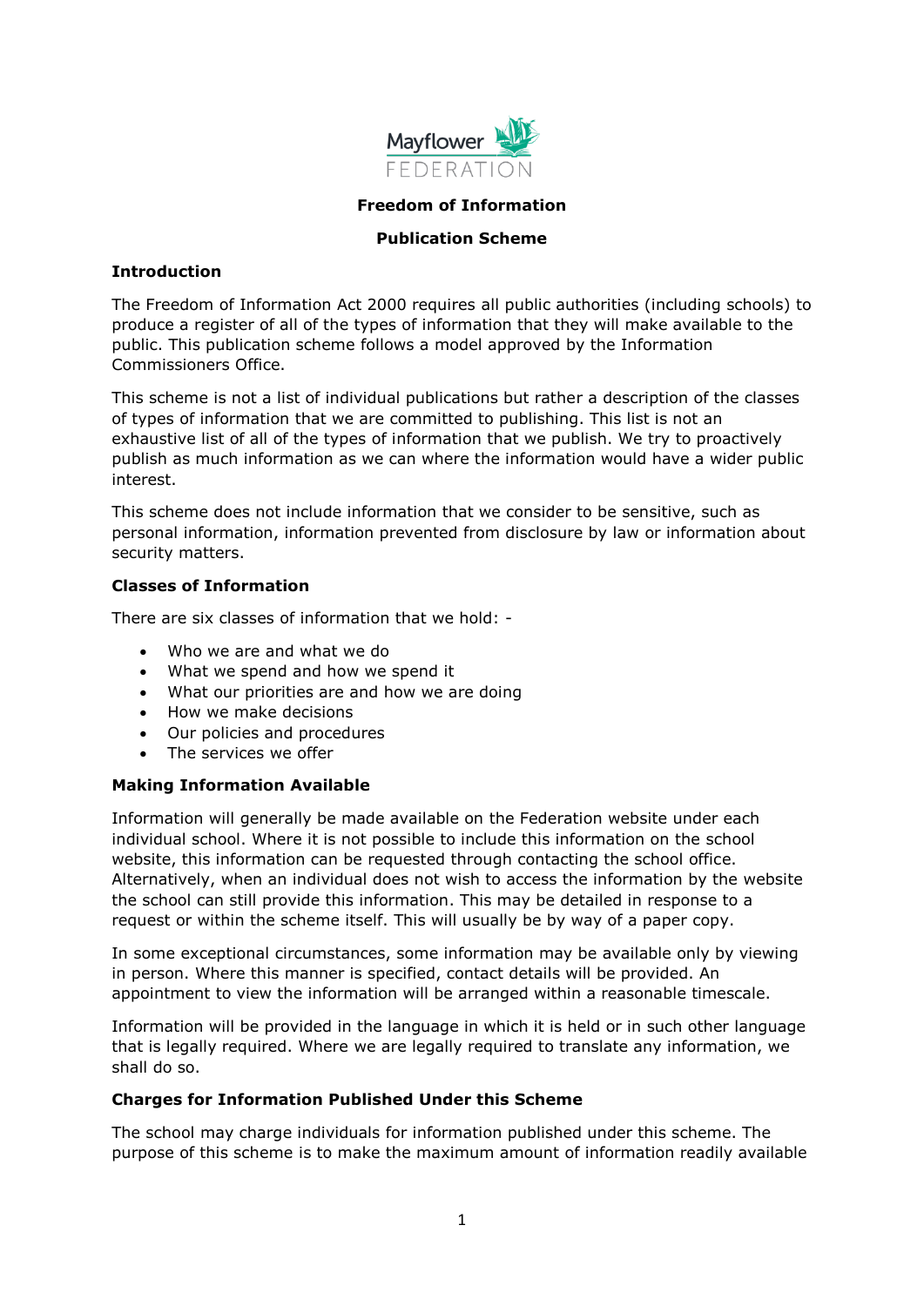Mayflower FEDERATION

**Freedom of Information**

**Publication Scheme**

## Introduction

The Freedom of Information Act 2000 requires all public authorities (including schools) to produce a register of all of the types of information that they will make available to the public. This publication scheme follows a model approved by the Information Commissioners Office.

This scheme is not a list of individual publications but rather a description of the classes of types of information that we are committed to publishing. This list is not an exhaustive list of all of the types of information that we publish. We try to proactively publish as much information as we can where the information would have a wider public interest.

This scheme does not include information that we consider to be sensitive, such as personal information, information prevented from disclosure by law or information about security matters.

## Classes of Information

There are six classes of information that we hold: -

- Who we are and what we do
- What we spend and how we spend it
- What our priorities are and how we are doing
- How we make decisions
- Our policies and procedures
- The services we offer

## Making Information Available

Information will generally be made available on the Federation website under each individual school. Where it is not possible to include this information on the school website, this information can be requested through contacting the school office. Alternatively, when an individual does not wish to access the information by the website the school can still provide this information. This may be detailed in response to a request or within the scheme itself. This will usually be by way of a paper copy.

In some exceptional circumstances, some information may be available only by viewing in person. Where this manner is specified, contact details will be provided. An appointment to view the information will be arranged within a reasonable timescale.

Information will be provided in the language in which it is held or in such other language that is legally required. Where we are legally required to translate any information, we shall do so.

## Charges for Information Published Under this Scheme

The school may charge individuals for information published under this scheme. The purpose of this scheme is to make the maximum amount of information readily available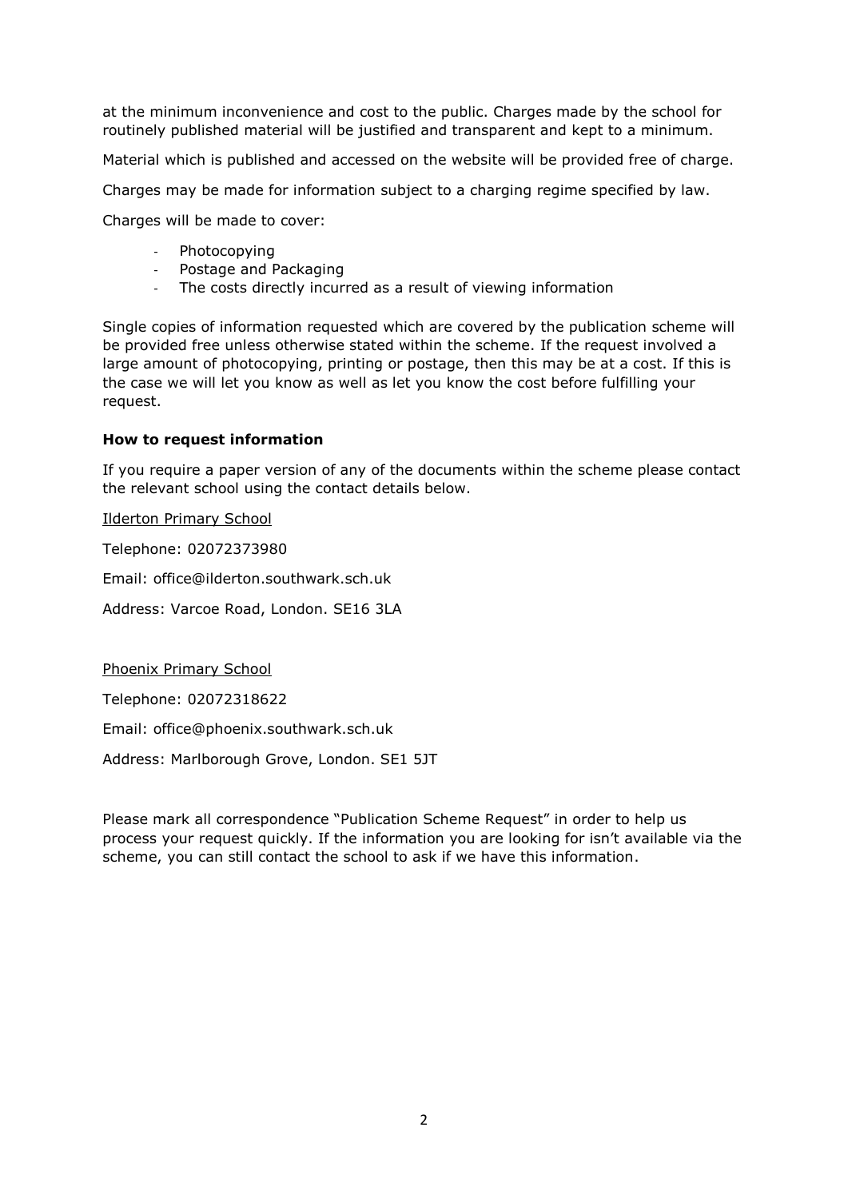at the minimum inconvenience and cost to the public. Charges made by the school for routinely published material will be justified and transparent and kept to a minimum.

Material which is published and accessed on the website will be provided free of charge.

Charges may be made for information subject to a charging regime specified by law.

Charges will be made to cover:

- Photocopying
- Postage and Packaging
- The costs directly incurred as a result of viewing information

Single copies of information requested which are covered by the publication scheme will be provided free unless otherwise stated within the scheme. If the request involved a large amount of photocopying, printing or postage, then this may be at a cost. If this is the case we will let you know as well as let you know the cost before fulfilling your request.

**How to request information**

If you require a paper version of any of the documents within the scheme please contact the relevant school using the contact details below.

Ilderton Primary School

Telephone: 02072373980

Email: office@ilderton.southwark.sch.uk

Address: Varcoe Road, London. SE16 3LA

Phoenix Primary School

Telephone: 02072318622

Email: office@phoenix.southwark.sch.uk

Address: Marlborough Grove, London. SE1 5JT

Please mark all correspondence "Publication Scheme Request" in order to help us process your request quickly. If the information you are looking for isn't available via the scheme, you can still contact the school to ask if we have this information.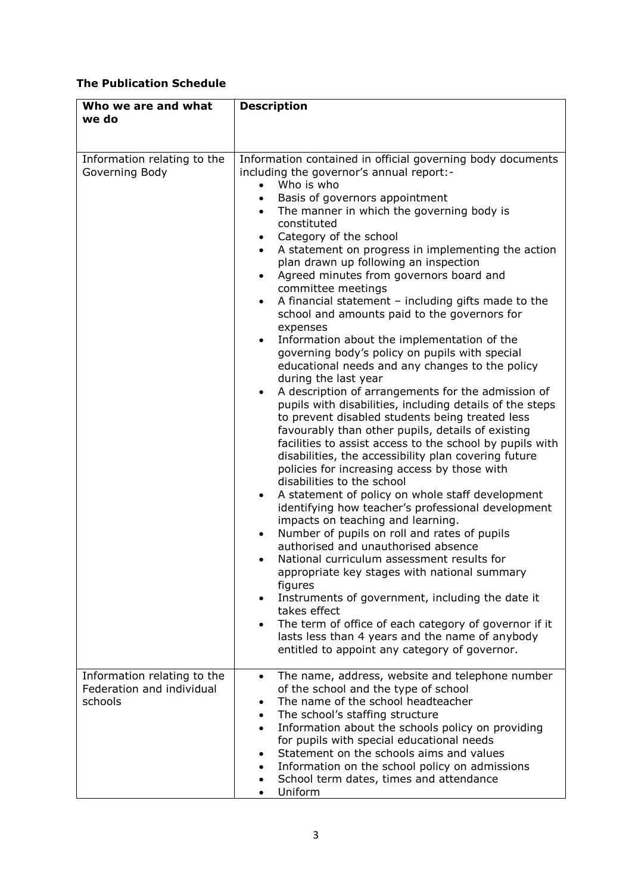**The Publication Schedule**

| Who we are and what we do | Description |
|---|---|
| Information relating to the Governing Body | Information contained in official governing body documents including the governor's annual report:-<br>• Who is who<br>• Basis of governors appointment<br>• The manner in which the governing body is constituted<br>• Category of the school<br>• A statement on progress in implementing the action plan drawn up following an inspection<br>• Agreed minutes from governors board and committee meetings<br>• A financial statement – including gifts made to the school and amounts paid to the governors for expenses<br>• Information about the implementation of the governing body's policy on pupils with special educational needs and any changes to the policy during the last year<br>• A description of arrangements for the admission of pupils with disabilities, including details of the steps to prevent disabled students being treated less favourably than other pupils, details of existing facilities to assist access to the school by pupils with disabilities, the accessibility plan covering future policies for increasing access by those with disabilities to the school<br>• A statement of policy on whole staff development identifying how teacher's professional development impacts on teaching and learning.<br>• Number of pupils on roll and rates of pupils authorised and unauthorised absence<br>• National curriculum assessment results for appropriate key stages with national summary figures<br>• Instruments of government, including the date it takes effect<br>• The term of office of each category of governor if it lasts less than 4 years and the name of anybody entitled to appoint any category of governor. |
| Information relating to the Federation and individual schools | • The name, address, website and telephone number of the school and the type of school<br>• The name of the school headteacher<br>• The school's staffing structure<br>• Information about the schools policy on providing for pupils with special educational needs<br>• Statement on the schools aims and values<br>• Information on the school policy on admissions<br>• School term dates, times and attendance<br>• Uniform |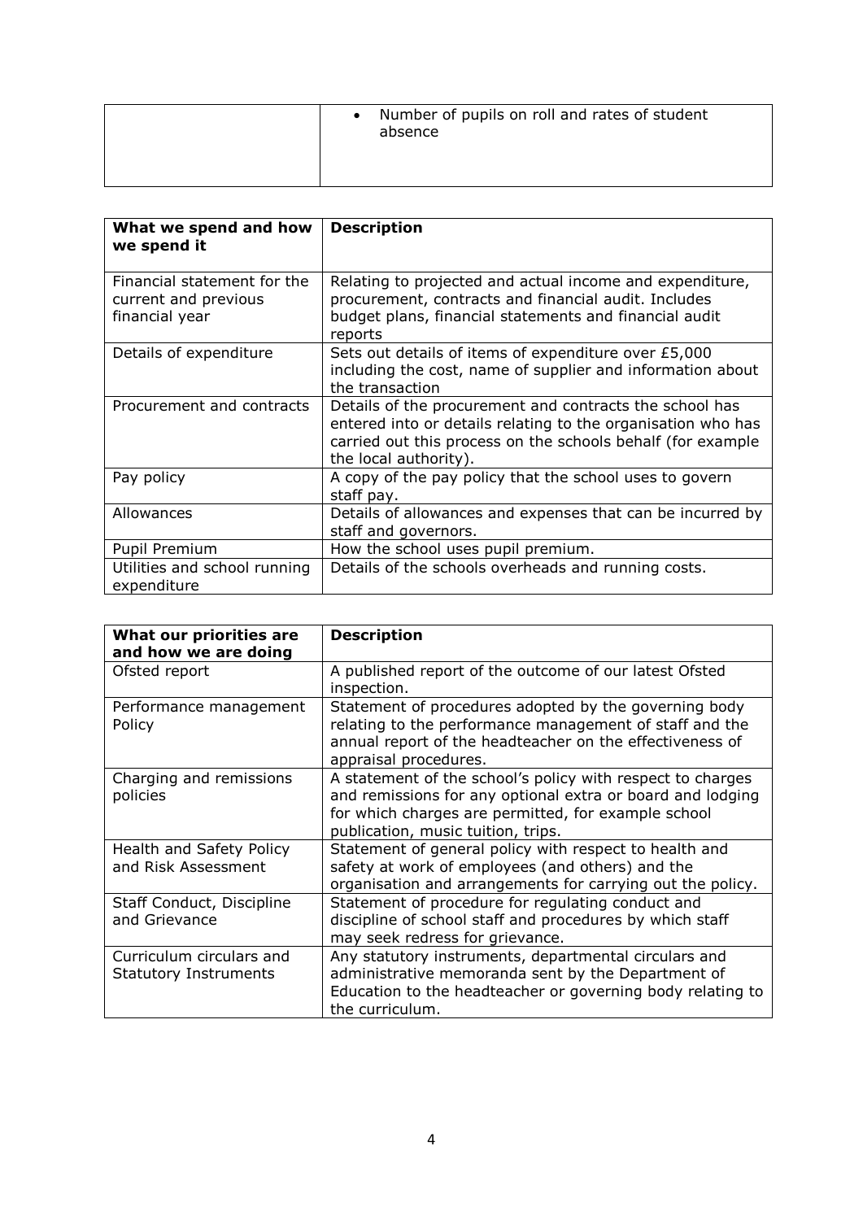| | |
|---|---|
| | • Number of pupils on roll and rates of student absence |

| What we spend and how we spend it | Description |
|---|---|
| Financial statement for the current and previous financial year | Relating to projected and actual income and expenditure, procurement, contracts and financial audit. Includes budget plans, financial statements and financial audit reports |
| Details of expenditure | Sets out details of items of expenditure over £5,000 including the cost, name of supplier and information about the transaction |
| Procurement and contracts | Details of the procurement and contracts the school has entered into or details relating to the organisation who has carried out this process on the schools behalf (for example the local authority). |
| Pay policy | A copy of the pay policy that the school uses to govern staff pay. |
| Allowances | Details of allowances and expenses that can be incurred by staff and governors. |
| Pupil Premium | How the school uses pupil premium. |
| Utilities and school running expenditure | Details of the schools overheads and running costs. |

| What our priorities are and how we are doing | Description |
|---|---|
| Ofsted report | A published report of the outcome of our latest Ofsted inspection. |
| Performance management Policy | Statement of procedures adopted by the governing body relating to the performance management of staff and the annual report of the headteacher on the effectiveness of appraisal procedures. |
| Charging and remissions policies | A statement of the school's policy with respect to charges and remissions for any optional extra or board and lodging for which charges are permitted, for example school publication, music tuition, trips. |
| Health and Safety Policy and Risk Assessment | Statement of general policy with respect to health and safety at work of employees (and others) and the organisation and arrangements for carrying out the policy. |
| Staff Conduct, Discipline and Grievance | Statement of procedure for regulating conduct and discipline of school staff and procedures by which staff may seek redress for grievance. |
| Curriculum circulars and Statutory Instruments | Any statutory instruments, departmental circulars and administrative memoranda sent by the Department of Education to the headteacher or governing body relating to the curriculum. |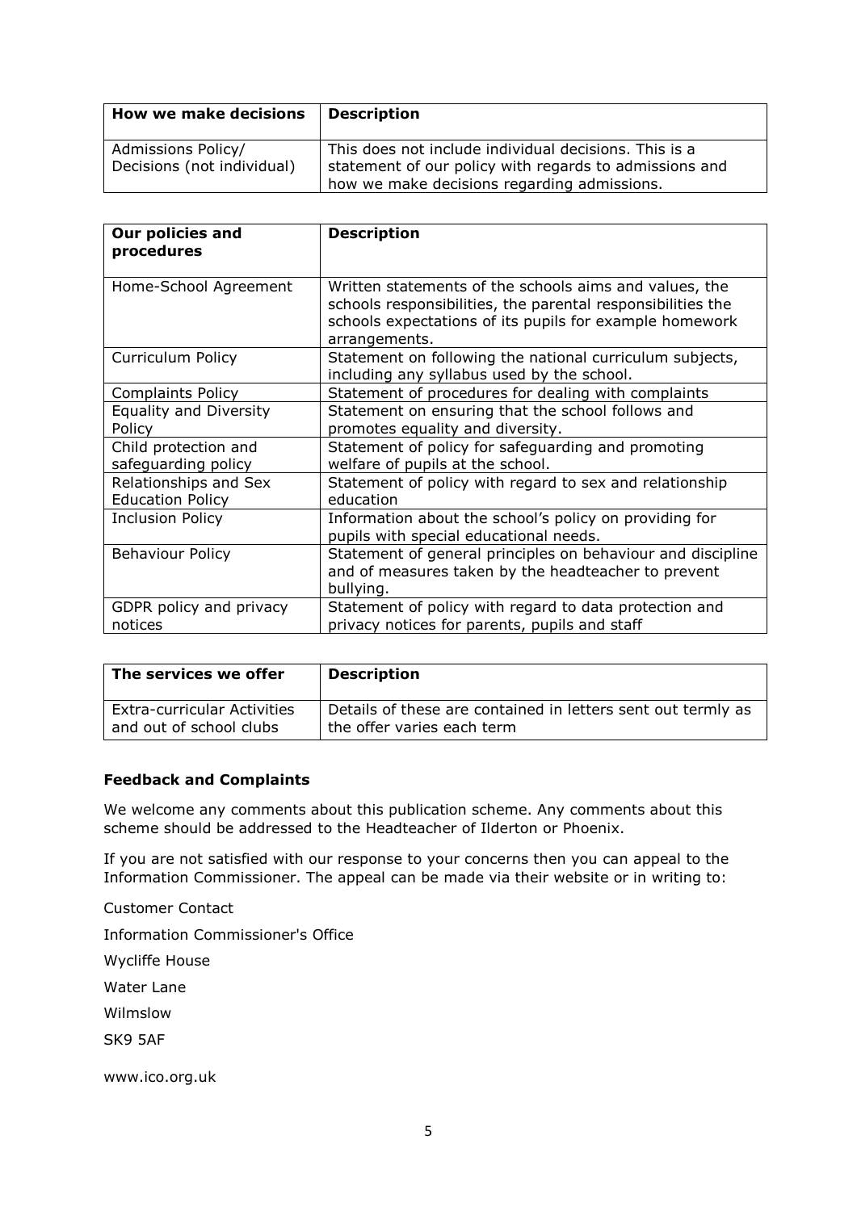| How we make decisions | Description |
| --- | --- |
| Admissions Policy/ Decisions (not individual) | This does not include individual decisions. This is a statement of our policy with regards to admissions and how we make decisions regarding admissions. |

| Our policies and procedures | Description |
| --- | --- |
| Home-School Agreement | Written statements of the schools aims and values, the schools responsibilities, the parental responsibilities the schools expectations of its pupils for example homework arrangements. |
| Curriculum Policy | Statement on following the national curriculum subjects, including any syllabus used by the school. |
| Complaints Policy | Statement of procedures for dealing with complaints |
| Equality and Diversity Policy | Statement on ensuring that the school follows and promotes equality and diversity. |
| Child protection and safeguarding policy | Statement of policy for safeguarding and promoting welfare of pupils at the school. |
| Relationships and Sex Education Policy | Statement of policy with regard to sex and relationship education |
| Inclusion Policy | Information about the school's policy on providing for pupils with special educational needs. |
| Behaviour Policy | Statement of general principles on behaviour and discipline and of measures taken by the headteacher to prevent bullying. |
| GDPR policy and privacy notices | Statement of policy with regard to data protection and privacy notices for parents, pupils and staff |

| The services we offer | Description |
| --- | --- |
| Extra-curricular Activities and out of school clubs | Details of these are contained in letters sent out termly as the offer varies each term |

**Feedback and Complaints**

We welcome any comments about this publication scheme. Any comments about this scheme should be addressed to the Headteacher of Ilderton or Phoenix.

If you are not satisfied with our response to your concerns then you can appeal to the Information Commissioner. The appeal can be made via their website or in writing to:

Customer Contact

Information Commissioner's Office

Wycliffe House

Water Lane

Wilmslow

SK9 5AF

www.ico.org.uk